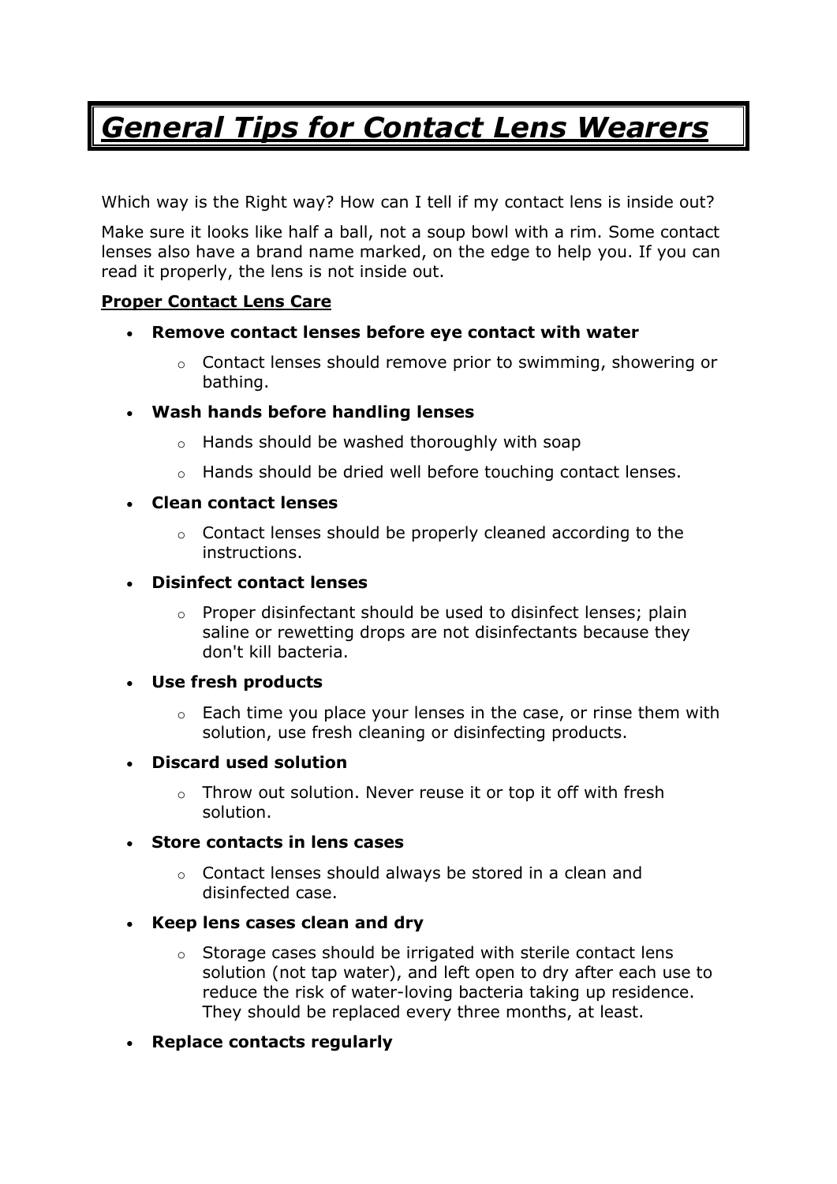# ***General Tips for Contact Lens Wearers***

Which way is the Right way? How can I tell if my contact lens is inside out?

Make sure it looks like half a ball, not a soup bowl with a rim. Some contact lenses also have a brand name marked, on the edge to help you. If you can read it properly, the lens is not inside out.

**Proper Contact Lens Care**

- **Remove contact lenses before eye contact with water**
  - Contact lenses should remove prior to swimming, showering or bathing.
- **Wash hands before handling lenses**
  - Hands should be washed thoroughly with soap
  - Hands should be dried well before touching contact lenses.
- **Clean contact lenses**
  - Contact lenses should be properly cleaned according to the instructions.
- **Disinfect contact lenses**
  - Proper disinfectant should be used to disinfect lenses; plain saline or rewetting drops are not disinfectants because they don't kill bacteria.
- **Use fresh products**
  - Each time you place your lenses in the case, or rinse them with solution, use fresh cleaning or disinfecting products.
- **Discard used solution**
  - Throw out solution. Never reuse it or top it off with fresh solution.
- **Store contacts in lens cases**
  - Contact lenses should always be stored in a clean and disinfected case.
- **Keep lens cases clean and dry**
  - Storage cases should be irrigated with sterile contact lens solution (not tap water), and left open to dry after each use to reduce the risk of water-loving bacteria taking up residence. They should be replaced every three months, at least.
- **Replace contacts regularly**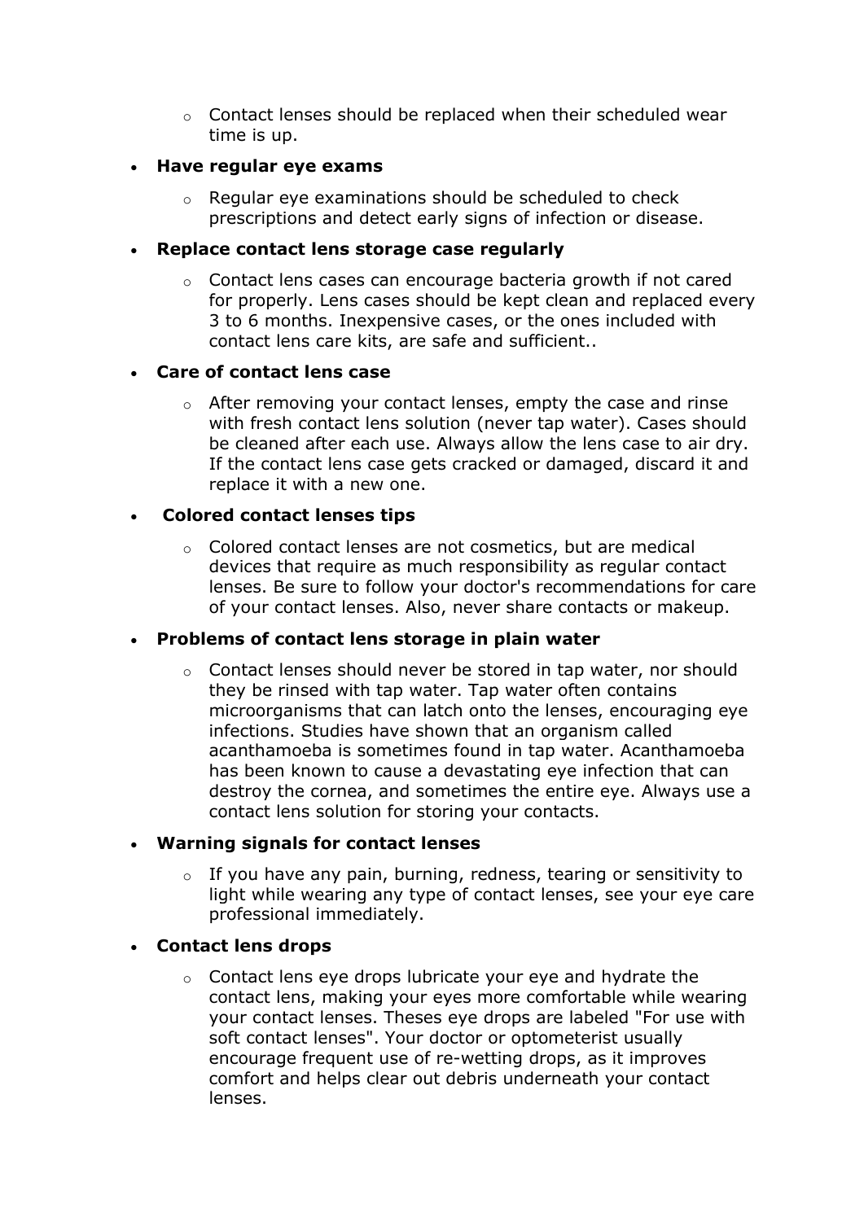- Contact lenses should be replaced when their scheduled wear time is up.

- **Have regular eye exams**
    - Regular eye examinations should be scheduled to check prescriptions and detect early signs of infection or disease.

- **Replace contact lens storage case regularly**
    - Contact lens cases can encourage bacteria growth if not cared for properly. Lens cases should be kept clean and replaced every 3 to 6 months. Inexpensive cases, or the ones included with contact lens care kits, are safe and sufficient..

- **Care of contact lens case**
    - After removing your contact lenses, empty the case and rinse with fresh contact lens solution (never tap water). Cases should be cleaned after each use. Always allow the lens case to air dry. If the contact lens case gets cracked or damaged, discard it and replace it with a new one.

- **Colored contact lenses tips**
    - Colored contact lenses are not cosmetics, but are medical devices that require as much responsibility as regular contact lenses. Be sure to follow your doctor's recommendations for care of your contact lenses. Also, never share contacts or makeup.

- **Problems of contact lens storage in plain water**
    - Contact lenses should never be stored in tap water, nor should they be rinsed with tap water. Tap water often contains microorganisms that can latch onto the lenses, encouraging eye infections. Studies have shown that an organism called acanthamoeba is sometimes found in tap water. Acanthamoeba has been known to cause a devastating eye infection that can destroy the cornea, and sometimes the entire eye. Always use a contact lens solution for storing your contacts.

- **Warning signals for contact lenses**
    - If you have any pain, burning, redness, tearing or sensitivity to light while wearing any type of contact lenses, see your eye care professional immediately.

- **Contact lens drops**
    - Contact lens eye drops lubricate your eye and hydrate the contact lens, making your eyes more comfortable while wearing your contact lenses. Theses eye drops are labeled "For use with soft contact lenses". Your doctor or optometerist usually encourage frequent use of re-wetting drops, as it improves comfort and helps clear out debris underneath your contact lenses.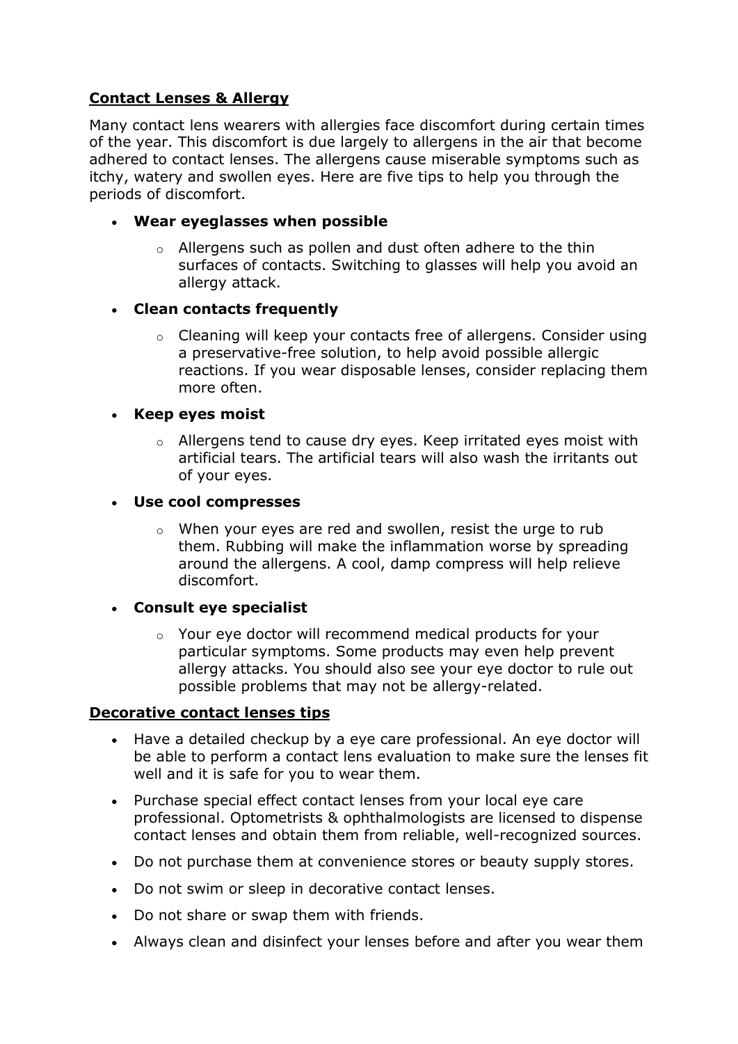## Contact Lenses & Allergy

Many contact lens wearers with allergies face discomfort during certain times of the year. This discomfort is due largely to allergens in the air that become adhered to contact lenses. The allergens cause miserable symptoms such as itchy, watery and swollen eyes. Here are five tips to help you through the periods of discomfort.

- **Wear eyeglasses when possible**
  - Allergens such as pollen and dust often adhere to the thin surfaces of contacts. Switching to glasses will help you avoid an allergy attack.
- **Clean contacts frequently**
  - Cleaning will keep your contacts free of allergens. Consider using a preservative-free solution, to help avoid possible allergic reactions. If you wear disposable lenses, consider replacing them more often.
- **Keep eyes moist**
  - Allergens tend to cause dry eyes. Keep irritated eyes moist with artificial tears. The artificial tears will also wash the irritants out of your eyes.
- **Use cool compresses**
  - When your eyes are red and swollen, resist the urge to rub them. Rubbing will make the inflammation worse by spreading around the allergens. A cool, damp compress will help relieve discomfort.
- **Consult eye specialist**
  - Your eye doctor will recommend medical products for your particular symptoms. Some products may even help prevent allergy attacks. You should also see your eye doctor to rule out possible problems that may not be allergy-related.

## Decorative contact lenses tips

- Have a detailed checkup by a eye care professional. An eye doctor will be able to perform a contact lens evaluation to make sure the lenses fit well and it is safe for you to wear them.
- Purchase special effect contact lenses from your local eye care professional. Optometrists & ophthalmologists are licensed to dispense contact lenses and obtain them from reliable, well-recognized sources.
- Do not purchase them at convenience stores or beauty supply stores.
- Do not swim or sleep in decorative contact lenses.
- Do not share or swap them with friends.
- Always clean and disinfect your lenses before and after you wear them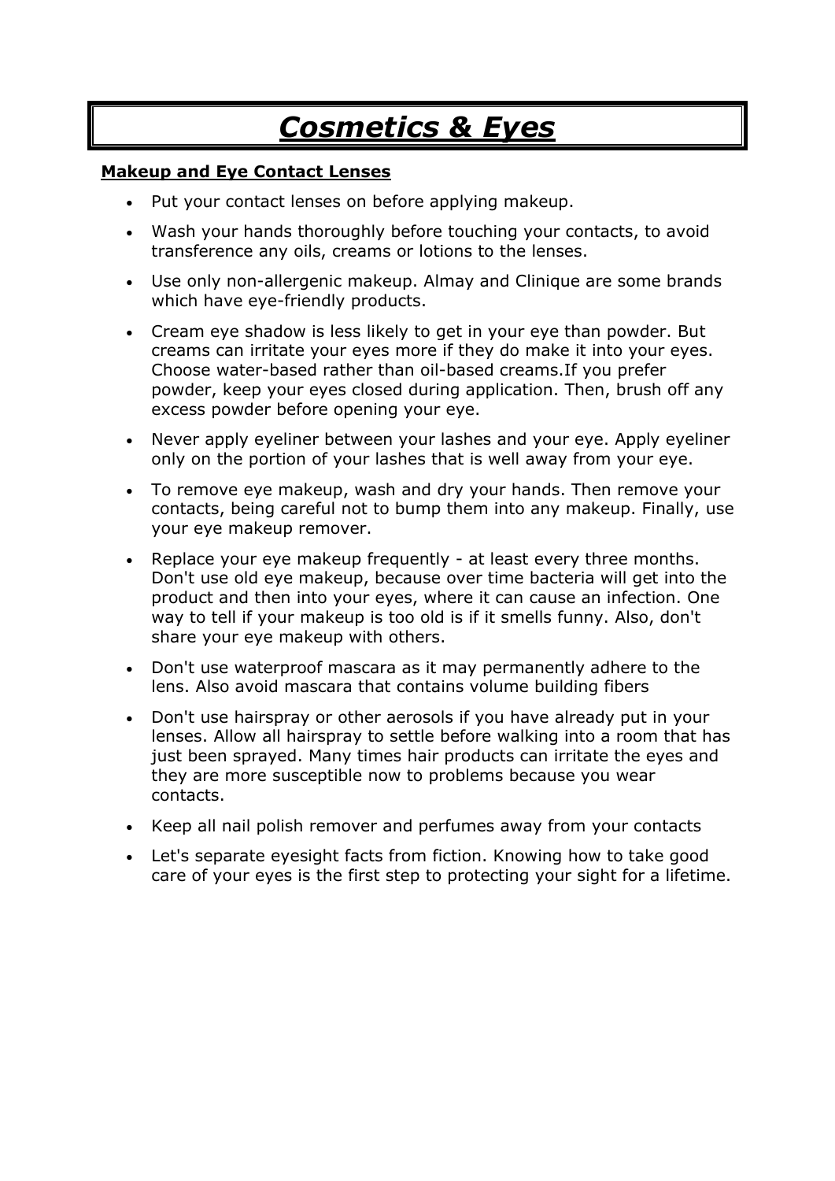# ***Cosmetics & Eyes***

**Makeup and Eye Contact Lenses**

- Put your contact lenses on before applying makeup.
- Wash your hands thoroughly before touching your contacts, to avoid transference any oils, creams or lotions to the lenses.
- Use only non-allergenic makeup. Almay and Clinique are some brands which have eye-friendly products.
- Cream eye shadow is less likely to get in your eye than powder. But creams can irritate your eyes more if they do make it into your eyes. Choose water-based rather than oil-based creams.If you prefer powder, keep your eyes closed during application. Then, brush off any excess powder before opening your eye.
- Never apply eyeliner between your lashes and your eye. Apply eyeliner only on the portion of your lashes that is well away from your eye.
- To remove eye makeup, wash and dry your hands. Then remove your contacts, being careful not to bump them into any makeup. Finally, use your eye makeup remover.
- Replace your eye makeup frequently - at least every three months. Don't use old eye makeup, because over time bacteria will get into the product and then into your eyes, where it can cause an infection. One way to tell if your makeup is too old is if it smells funny. Also, don't share your eye makeup with others.
- Don't use waterproof mascara as it may permanently adhere to the lens. Also avoid mascara that contains volume building fibers
- Don't use hairspray or other aerosols if you have already put in your lenses. Allow all hairspray to settle before walking into a room that has just been sprayed. Many times hair products can irritate the eyes and they are more susceptible now to problems because you wear contacts.
- Keep all nail polish remover and perfumes away from your contacts
- Let's separate eyesight facts from fiction. Knowing how to take good care of your eyes is the first step to protecting your sight for a lifetime.